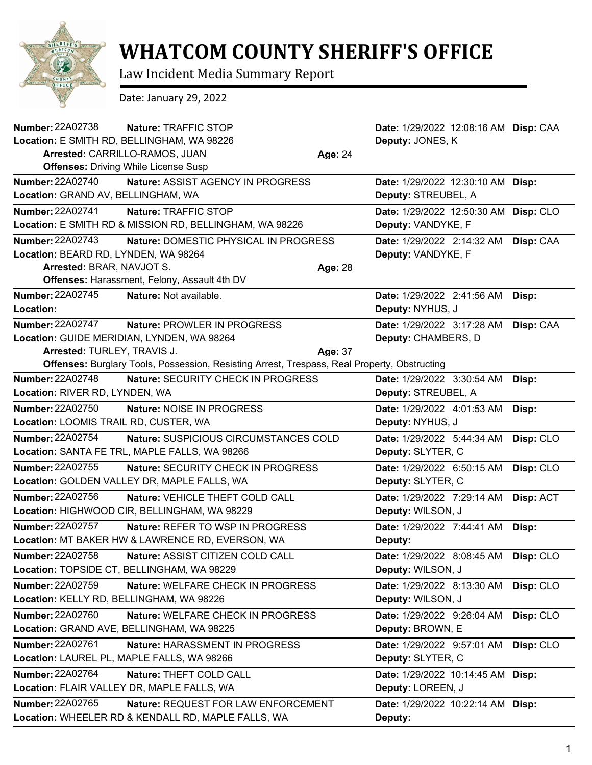# WHATCOM COUNTY SHERIFF'S OFFICE

Law Incident Media Summary Report

Date: January 29, 2022

---

**Number:** 22A02738 **Nature:** TRAFFIC STOP **Date:** 1/29/2022 12:08:16 AM **Disp:** CAA
**Location:** E SMITH RD, BELLINGHAM, WA 98226 **Deputy:** JONES, K
**Arrested:** CARRILLO-RAMOS, JUAN **Age:** 24
**Offenses:** Driving While License Susp

---

**Number:** 22A02740 **Nature:** ASSIST AGENCY IN PROGRESS **Date:** 1/29/2022 12:30:10 AM **Disp:**
**Location:** GRAND AV, BELLINGHAM, WA **Deputy:** STREUBEL, A

---

**Number:** 22A02741 **Nature:** TRAFFIC STOP **Date:** 1/29/2022 12:50:30 AM **Disp:** CLO
**Location:** E SMITH RD & MISSION RD, BELLINGHAM, WA 98226 **Deputy:** VANDYKE, F

---

**Number:** 22A02743 **Nature:** DOMESTIC PHYSICAL IN PROGRESS **Date:** 1/29/2022 2:14:32 AM **Disp:** CAA
**Location:** BEARD RD, LYNDEN, WA 98264 **Deputy:** VANDYKE, F
**Arrested:** BRAR, NAVJOT S. **Age:** 28
**Offenses:** Harassment, Felony, Assault 4th DV

---

**Number:** 22A02745 **Nature:** Not available. **Date:** 1/29/2022 2:41:56 AM **Disp:**
**Location:** **Deputy:** NYHUS, J

---

**Number:** 22A02747 **Nature:** PROWLER IN PROGRESS **Date:** 1/29/2022 3:17:28 AM **Disp:** CAA
**Location:** GUIDE MERIDIAN, LYNDEN, WA 98264 **Deputy:** CHAMBERS, D
**Arrested:** TURLEY, TRAVIS J. **Age:** 37
**Offenses:** Burglary Tools, Possession, Resisting Arrest, Trespass, Real Property, Obstructing

---

**Number:** 22A02748 **Nature:** SECURITY CHECK IN PROGRESS **Date:** 1/29/2022 3:30:54 AM **Disp:**
**Location:** RIVER RD, LYNDEN, WA **Deputy:** STREUBEL, A

---

**Number:** 22A02750 **Nature:** NOISE IN PROGRESS **Date:** 1/29/2022 4:01:53 AM **Disp:**
**Location:** LOOMIS TRAIL RD, CUSTER, WA **Deputy:** NYHUS, J

---

**Number:** 22A02754 **Nature:** SUSPICIOUS CIRCUMSTANCES COLD **Date:** 1/29/2022 5:44:34 AM **Disp:** CLO
**Location:** SANTA FE TRL, MAPLE FALLS, WA 98266 **Deputy:** SLYTER, C

---

**Number:** 22A02755 **Nature:** SECURITY CHECK IN PROGRESS **Date:** 1/29/2022 6:50:15 AM **Disp:** CLO
**Location:** GOLDEN VALLEY DR, MAPLE FALLS, WA **Deputy:** SLYTER, C

---

**Number:** 22A02756 **Nature:** VEHICLE THEFT COLD CALL **Date:** 1/29/2022 7:29:14 AM **Disp:** ACT
**Location:** HIGHWOOD CIR, BELLINGHAM, WA 98229 **Deputy:** WILSON, J

---

**Number:** 22A02757 **Nature:** REFER TO WSP IN PROGRESS **Date:** 1/29/2022 7:44:41 AM **Disp:**
**Location:** MT BAKER HW & LAWRENCE RD, EVERSON, WA **Deputy:**

---

**Number:** 22A02758 **Nature:** ASSIST CITIZEN COLD CALL **Date:** 1/29/2022 8:08:45 AM **Disp:** CLO
**Location:** TOPSIDE CT, BELLINGHAM, WA 98229 **Deputy:** WILSON, J

---

**Number:** 22A02759 **Nature:** WELFARE CHECK IN PROGRESS **Date:** 1/29/2022 8:13:30 AM **Disp:** CLO
**Location:** KELLY RD, BELLINGHAM, WA 98226 **Deputy:** WILSON, J

---

**Number:** 22A02760 **Nature:** WELFARE CHECK IN PROGRESS **Date:** 1/29/2022 9:26:04 AM **Disp:** CLO
**Location:** GRAND AVE, BELLINGHAM, WA 98225 **Deputy:** BROWN, E

---

**Number:** 22A02761 **Nature:** HARASSMENT IN PROGRESS **Date:** 1/29/2022 9:57:01 AM **Disp:** CLO
**Location:** LAUREL PL, MAPLE FALLS, WA 98266 **Deputy:** SLYTER, C

---

**Number:** 22A02764 **Nature:** THEFT COLD CALL **Date:** 1/29/2022 10:14:45 AM **Disp:**
**Location:** FLAIR VALLEY DR, MAPLE FALLS, WA **Deputy:** LOREEN, J

---

**Number:** 22A02765 **Nature:** REQUEST FOR LAW ENFORCEMENT **Date:** 1/29/2022 10:22:14 AM **Disp:**
**Location:** WHEELER RD & KENDALL RD, MAPLE FALLS, WA **Deputy:**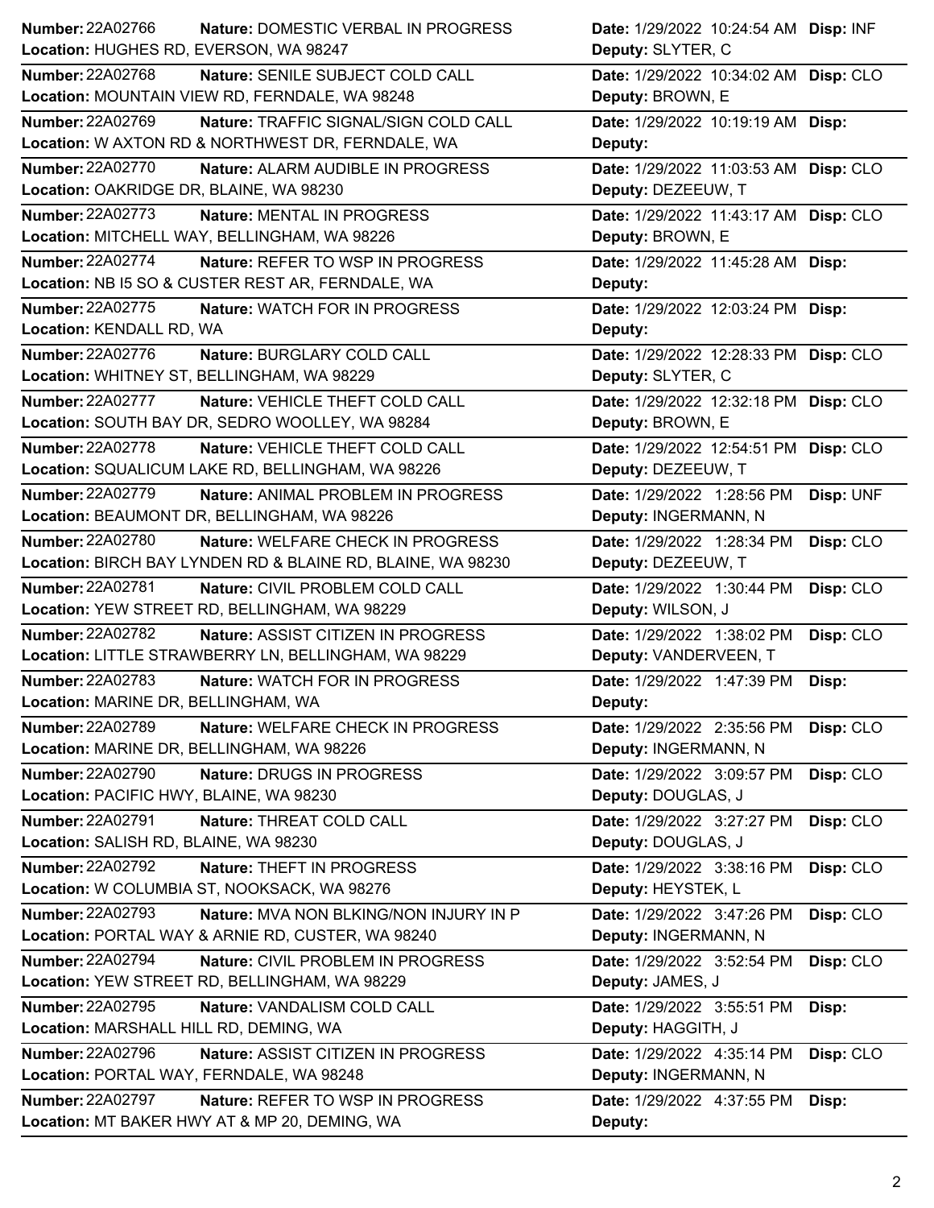| Number | Nature | Location | Date | Deputy | Disp |
|---|---|---|---|---|---|
| 22A02766 | DOMESTIC VERBAL IN PROGRESS | HUGHES RD, EVERSON, WA 98247 | 1/29/2022 10:24:54 AM | SLYTER, C | INF |
| 22A02768 | SENILE SUBJECT COLD CALL | MOUNTAIN VIEW RD, FERNDALE, WA 98248 | 1/29/2022 10:34:02 AM | BROWN, E | CLO |
| 22A02769 | TRAFFIC SIGNAL/SIGN COLD CALL | W AXTON RD & NORTHWEST DR, FERNDALE, WA | 1/29/2022 10:19:19 AM | | |
| 22A02770 | ALARM AUDIBLE IN PROGRESS | OAKRIDGE DR, BLAINE, WA 98230 | 1/29/2022 11:03:53 AM | DEZEEUW, T | CLO |
| 22A02773 | MENTAL IN PROGRESS | MITCHELL WAY, BELLINGHAM, WA 98226 | 1/29/2022 11:43:17 AM | BROWN, E | CLO |
| 22A02774 | REFER TO WSP IN PROGRESS | NB I5 SO & CUSTER REST AR, FERNDALE, WA | 1/29/2022 11:45:28 AM | | |
| 22A02775 | WATCH FOR IN PROGRESS | KENDALL RD, WA | 1/29/2022 12:03:24 PM | | |
| 22A02776 | BURGLARY COLD CALL | WHITNEY ST, BELLINGHAM, WA 98229 | 1/29/2022 12:28:33 PM | SLYTER, C | CLO |
| 22A02777 | VEHICLE THEFT COLD CALL | SOUTH BAY DR, SEDRO WOOLLEY, WA 98284 | 1/29/2022 12:32:18 PM | BROWN, E | CLO |
| 22A02778 | VEHICLE THEFT COLD CALL | SQUALICUM LAKE RD, BELLINGHAM, WA 98226 | 1/29/2022 12:54:51 PM | DEZEEUW, T | CLO |
| 22A02779 | ANIMAL PROBLEM IN PROGRESS | BEAUMONT DR, BELLINGHAM, WA 98226 | 1/29/2022 1:28:56 PM | INGERMANN, N | UNF |
| 22A02780 | WELFARE CHECK IN PROGRESS | BIRCH BAY LYNDEN RD & BLAINE RD, BLAINE, WA 98230 | 1/29/2022 1:28:34 PM | DEZEEUW, T | CLO |
| 22A02781 | CIVIL PROBLEM COLD CALL | YEW STREET RD, BELLINGHAM, WA 98229 | 1/29/2022 1:30:44 PM | WILSON, J | CLO |
| 22A02782 | ASSIST CITIZEN IN PROGRESS | LITTLE STRAWBERRY LN, BELLINGHAM, WA 98229 | 1/29/2022 1:38:02 PM | VANDERVEEN, T | CLO |
| 22A02783 | WATCH FOR IN PROGRESS | MARINE DR, BELLINGHAM, WA | 1/29/2022 1:47:39 PM | | |
| 22A02789 | WELFARE CHECK IN PROGRESS | MARINE DR, BELLINGHAM, WA 98226 | 1/29/2022 2:35:56 PM | INGERMANN, N | CLO |
| 22A02790 | DRUGS IN PROGRESS | PACIFIC HWY, BLAINE, WA 98230 | 1/29/2022 3:09:57 PM | DOUGLAS, J | CLO |
| 22A02791 | THREAT COLD CALL | SALISH RD, BLAINE, WA 98230 | 1/29/2022 3:27:27 PM | DOUGLAS, J | CLO |
| 22A02792 | THEFT IN PROGRESS | W COLUMBIA ST, NOOKSACK, WA 98276 | 1/29/2022 3:38:16 PM | HEYSTEK, L | CLO |
| 22A02793 | MVA NON BLKING/NON INJURY IN P | PORTAL WAY & ARNIE RD, CUSTER, WA 98240 | 1/29/2022 3:47:26 PM | INGERMANN, N | CLO |
| 22A02794 | CIVIL PROBLEM IN PROGRESS | YEW STREET RD, BELLINGHAM, WA 98229 | 1/29/2022 3:52:54 PM | JAMES, J | CLO |
| 22A02795 | VANDALISM COLD CALL | MARSHALL HILL RD, DEMING, WA | 1/29/2022 3:55:51 PM | HAGGITH, J | |
| 22A02796 | ASSIST CITIZEN IN PROGRESS | PORTAL WAY, FERNDALE, WA 98248 | 1/29/2022 4:35:14 PM | INGERMANN, N | CLO |
| 22A02797 | REFER TO WSP IN PROGRESS | MT BAKER HWY AT & MP 20, DEMING, WA | 1/29/2022 4:37:55 PM | | |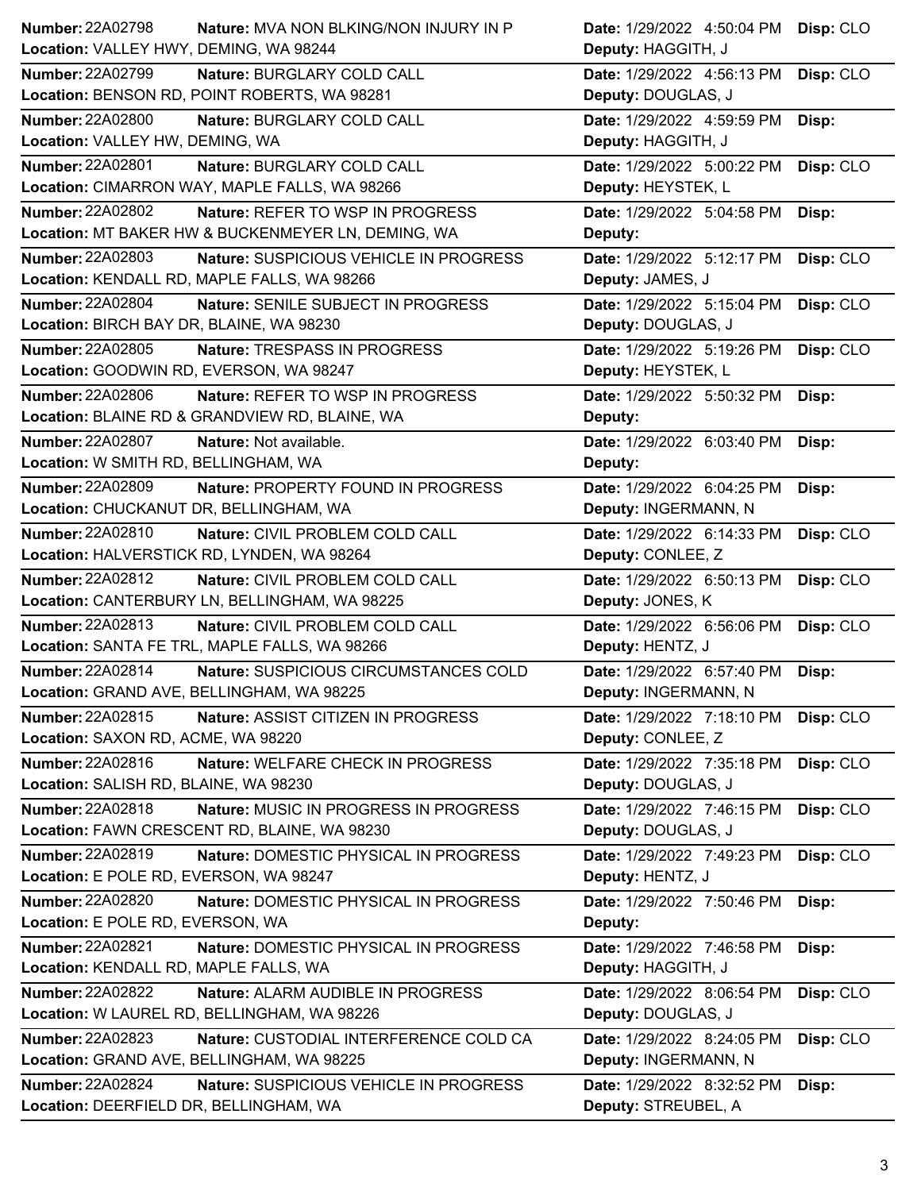| Number | Nature | Location | Date | Deputy | Disp |
|---|---|---|---|---|---|
| 22A02798 | MVA NON BLKING/NON INJURY IN P | VALLEY HWY, DEMING, WA 98244 | 1/29/2022 4:50:04 PM | HAGGITH, J | CLO |
| 22A02799 | BURGLARY COLD CALL | BENSON RD, POINT ROBERTS, WA 98281 | 1/29/2022 4:56:13 PM | DOUGLAS, J | CLO |
| 22A02800 | BURGLARY COLD CALL | VALLEY HW, DEMING, WA | 1/29/2022 4:59:59 PM | HAGGITH, J | |
| 22A02801 | BURGLARY COLD CALL | CIMARRON WAY, MAPLE FALLS, WA 98266 | 1/29/2022 5:00:22 PM | HEYSTEK, L | CLO |
| 22A02802 | REFER TO WSP IN PROGRESS | MT BAKER HW & BUCKENMEYER LN, DEMING, WA | 1/29/2022 5:04:58 PM | | |
| 22A02803 | SUSPICIOUS VEHICLE IN PROGRESS | KENDALL RD, MAPLE FALLS, WA 98266 | 1/29/2022 5:12:17 PM | JAMES, J | CLO |
| 22A02804 | SENILE SUBJECT IN PROGRESS | BIRCH BAY DR, BLAINE, WA 98230 | 1/29/2022 5:15:04 PM | DOUGLAS, J | CLO |
| 22A02805 | TRESPASS IN PROGRESS | GOODWIN RD, EVERSON, WA 98247 | 1/29/2022 5:19:26 PM | HEYSTEK, L | CLO |
| 22A02806 | REFER TO WSP IN PROGRESS | BLAINE RD & GRANDVIEW RD, BLAINE, WA | 1/29/2022 5:50:32 PM | | |
| 22A02807 | Not available. | W SMITH RD, BELLINGHAM, WA | 1/29/2022 6:03:40 PM | | |
| 22A02809 | PROPERTY FOUND IN PROGRESS | CHUCKANUT DR, BELLINGHAM, WA | 1/29/2022 6:04:25 PM | INGERMANN, N | |
| 22A02810 | CIVIL PROBLEM COLD CALL | HALVERSTICK RD, LYNDEN, WA 98264 | 1/29/2022 6:14:33 PM | CONLEE, Z | CLO |
| 22A02812 | CIVIL PROBLEM COLD CALL | CANTERBURY LN, BELLINGHAM, WA 98225 | 1/29/2022 6:50:13 PM | JONES, K | CLO |
| 22A02813 | CIVIL PROBLEM COLD CALL | SANTA FE TRL, MAPLE FALLS, WA 98266 | 1/29/2022 6:56:06 PM | HENTZ, J | CLO |
| 22A02814 | SUSPICIOUS CIRCUMSTANCES COLD | GRAND AVE, BELLINGHAM, WA 98225 | 1/29/2022 6:57:40 PM | INGERMANN, N | |
| 22A02815 | ASSIST CITIZEN IN PROGRESS | SAXON RD, ACME, WA 98220 | 1/29/2022 7:18:10 PM | CONLEE, Z | CLO |
| 22A02816 | WELFARE CHECK IN PROGRESS | SALISH RD, BLAINE, WA 98230 | 1/29/2022 7:35:18 PM | DOUGLAS, J | CLO |
| 22A02818 | MUSIC IN PROGRESS IN PROGRESS | FAWN CRESCENT RD, BLAINE, WA 98230 | 1/29/2022 7:46:15 PM | DOUGLAS, J | CLO |
| 22A02819 | DOMESTIC PHYSICAL IN PROGRESS | E POLE RD, EVERSON, WA 98247 | 1/29/2022 7:49:23 PM | HENTZ, J | CLO |
| 22A02820 | DOMESTIC PHYSICAL IN PROGRESS | E POLE RD, EVERSON, WA | 1/29/2022 7:50:46 PM | | |
| 22A02821 | DOMESTIC PHYSICAL IN PROGRESS | KENDALL RD, MAPLE FALLS, WA | 1/29/2022 7:46:58 PM | HAGGITH, J | |
| 22A02822 | ALARM AUDIBLE IN PROGRESS | W LAUREL RD, BELLINGHAM, WA 98226 | 1/29/2022 8:06:54 PM | DOUGLAS, J | CLO |
| 22A02823 | CUSTODIAL INTERFERENCE COLD CA | GRAND AVE, BELLINGHAM, WA 98225 | 1/29/2022 8:24:05 PM | INGERMANN, N | CLO |
| 22A02824 | SUSPICIOUS VEHICLE IN PROGRESS | DEERFIELD DR, BELLINGHAM, WA | 1/29/2022 8:32:52 PM | STREUBEL, A | |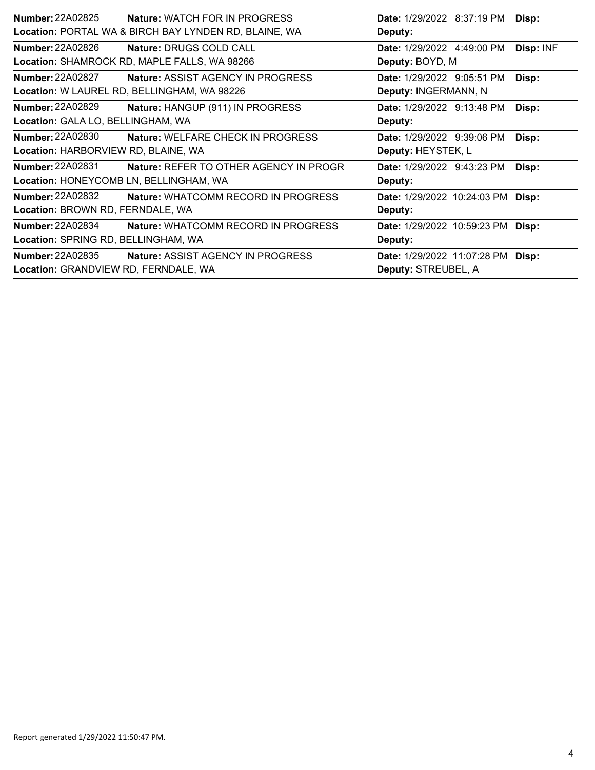**Number:** 22A02825 **Nature:** WATCH FOR IN PROGRESS **Date:** 1/29/2022 8:37:19 PM **Disp:**
**Location:** PORTAL WA & BIRCH BAY LYNDEN RD, BLAINE, WA **Deputy:**

---

**Number:** 22A02826 **Nature:** DRUGS COLD CALL **Date:** 1/29/2022 4:49:00 PM **Disp:** INF
**Location:** SHAMROCK RD, MAPLE FALLS, WA 98266 **Deputy:** BOYD, M

---

**Number:** 22A02827 **Nature:** ASSIST AGENCY IN PROGRESS **Date:** 1/29/2022 9:05:51 PM **Disp:**
**Location:** W LAUREL RD, BELLINGHAM, WA 98226 **Deputy:** INGERMANN, N

---

**Number:** 22A02829 **Nature:** HANGUP (911) IN PROGRESS **Date:** 1/29/2022 9:13:48 PM **Disp:**
**Location:** GALA LO, BELLINGHAM, WA **Deputy:**

---

**Number:** 22A02830 **Nature:** WELFARE CHECK IN PROGRESS **Date:** 1/29/2022 9:39:06 PM **Disp:**
**Location:** HARBORVIEW RD, BLAINE, WA **Deputy:** HEYSTEK, L

---

**Number:** 22A02831 **Nature:** REFER TO OTHER AGENCY IN PROGR **Date:** 1/29/2022 9:43:23 PM **Disp:**
**Location:** HONEYCOMB LN, BELLINGHAM, WA **Deputy:**

---

**Number:** 22A02832 **Nature:** WHATCOMM RECORD IN PROGRESS **Date:** 1/29/2022 10:24:03 PM **Disp:**
**Location:** BROWN RD, FERNDALE, WA **Deputy:**

---

**Number:** 22A02834 **Nature:** WHATCOMM RECORD IN PROGRESS **Date:** 1/29/2022 10:59:23 PM **Disp:**
**Location:** SPRING RD, BELLINGHAM, WA **Deputy:**

---

**Number:** 22A02835 **Nature:** ASSIST AGENCY IN PROGRESS **Date:** 1/29/2022 11:07:28 PM **Disp:**
**Location:** GRANDVIEW RD, FERNDALE, WA **Deputy:** STREUBEL, A

---

Report generated 1/29/2022 11:50:47 PM.